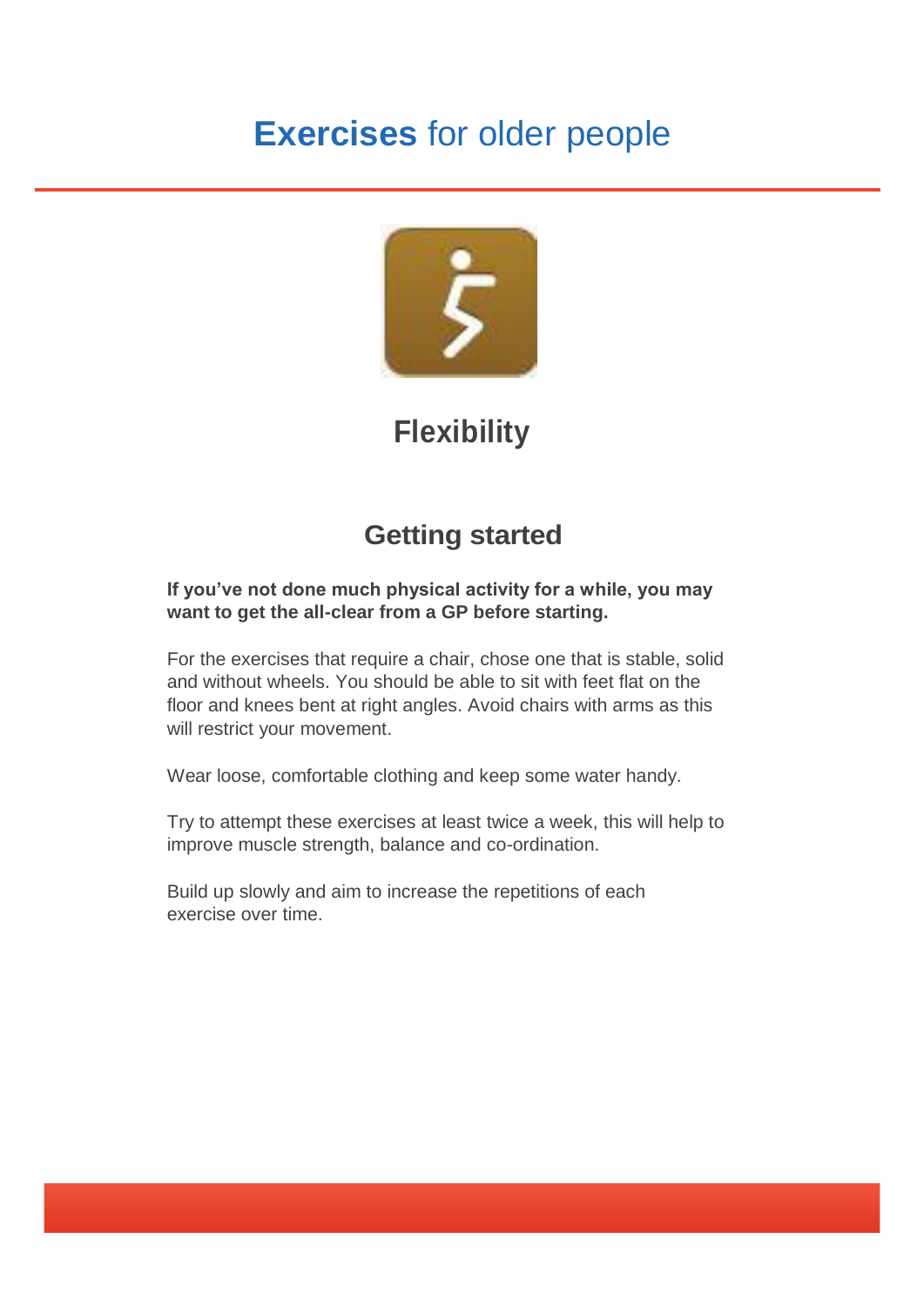# **Exercises** for older people

## Flexibility

### Getting started

**If you've not done much physical activity for a while, you may want to get the all-clear from a GP before starting.**

For the exercises that require a chair, chose one that is stable, solid and without wheels. You should be able to sit with feet flat on the floor and knees bent at right angles. Avoid chairs with arms as this will restrict your movement.

Wear loose, comfortable clothing and keep some water handy.

Try to attempt these exercises at least twice a week, this will help to improve muscle strength, balance and co-ordination.

Build up slowly and aim to increase the repetitions of each exercise over time.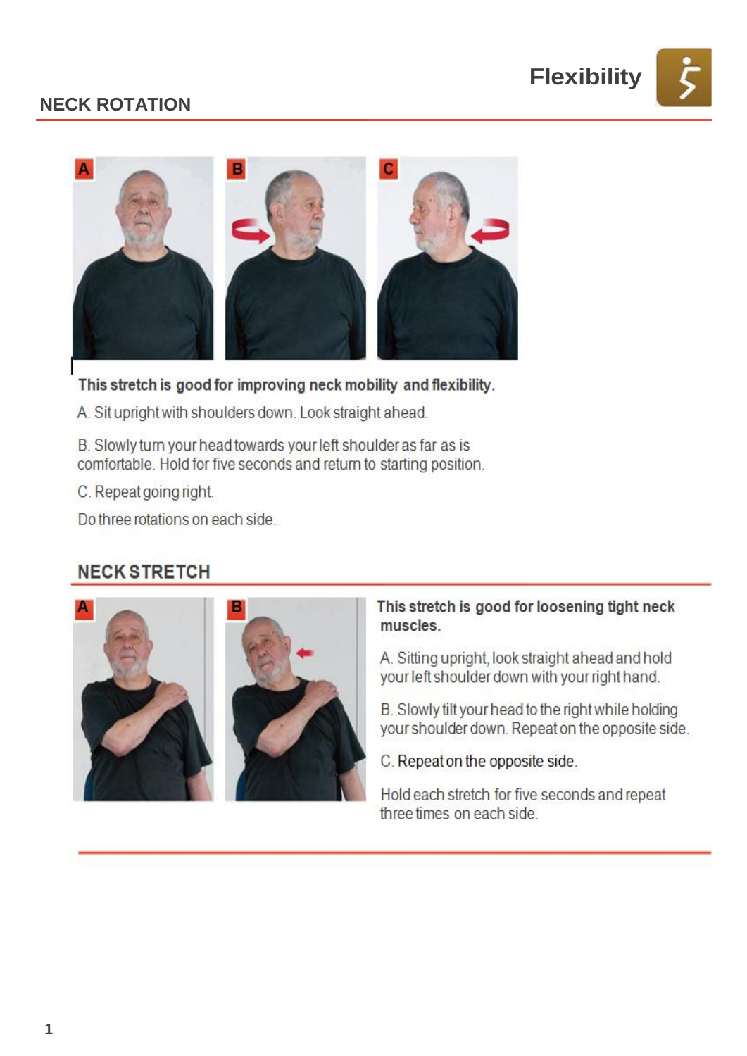## NECK ROTATION

Flexibility

This stretch is good for improving neck mobility and flexibility.

A. Sit upright with shoulders down. Look straight ahead.

B. Slowly turn your head towards your left shoulder as far as is comfortable. Hold for five seconds and return to starting position.

C. Repeat going right.

Do three rotations on each side.

## NECK STRETCH

This stretch is good for loosening tight neck muscles.

A. Sitting upright, look straight ahead and hold your left shoulder down with your right hand.

B. Slowly tilt your head to the right while holding your shoulder down. Repeat on the opposite side.

C. Repeat on the opposite side.

Hold each stretch for five seconds and repeat three times on each side.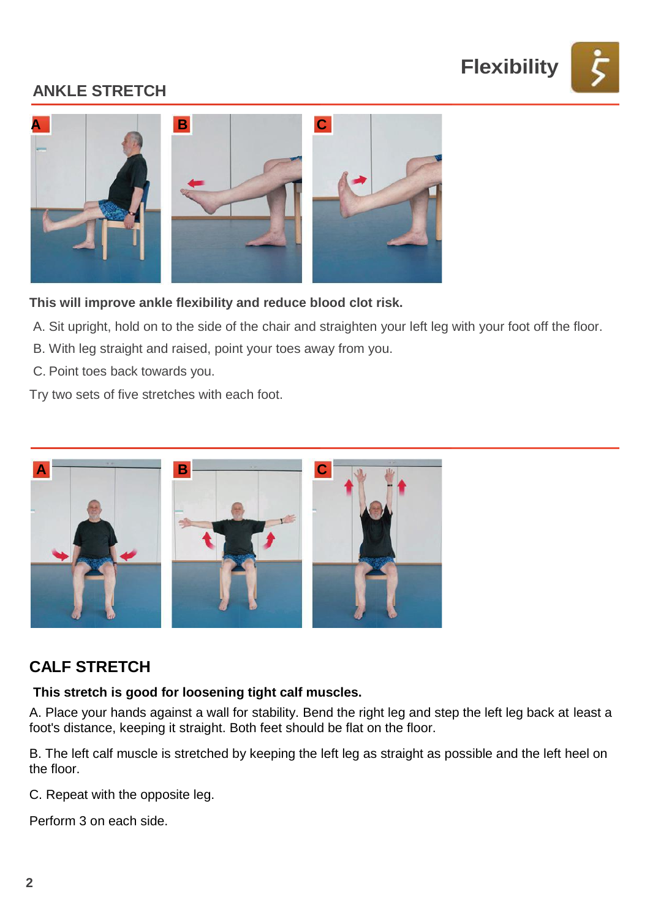# Flexibility

## ANKLE STRETCH

**This will improve ankle flexibility and reduce blood clot risk.**

A. Sit upright, hold on to the side of the chair and straighten your left leg with your foot off the floor.

B. With leg straight and raised, point your toes away from you.

C. Point toes back towards you.

Try two sets of five stretches with each foot.

## CALF STRETCH

**This stretch is good for loosening tight calf muscles.**

A. Place your hands against a wall for stability. Bend the right leg and step the left leg back at least a foot's distance, keeping it straight. Both feet should be flat on the floor.

B. The left calf muscle is stretched by keeping the left leg as straight as possible and the left heel on the floor.

C. Repeat with the opposite leg.

Perform 3 on each side.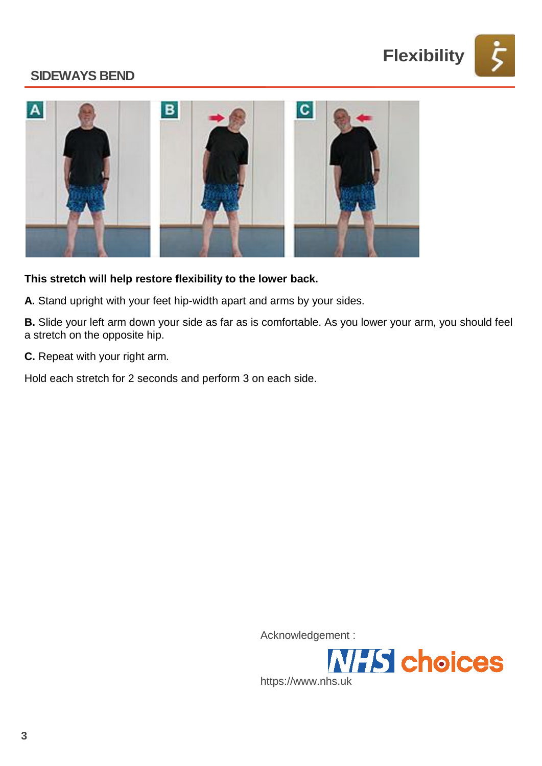## SIDEWAYS BEND

**Flexibility**

**This stretch will help restore flexibility to the lower back.**

**A.** Stand upright with your feet hip-width apart and arms by your sides.

**B.** Slide your left arm down your side as far as is comfortable. As you lower your arm, you should feel a stretch on the opposite hip.

**C.** Repeat with your right arm.

Hold each stretch for 2 seconds and perform 3 on each side.

Acknowledgement :

NHS choices

https://www.nhs.uk